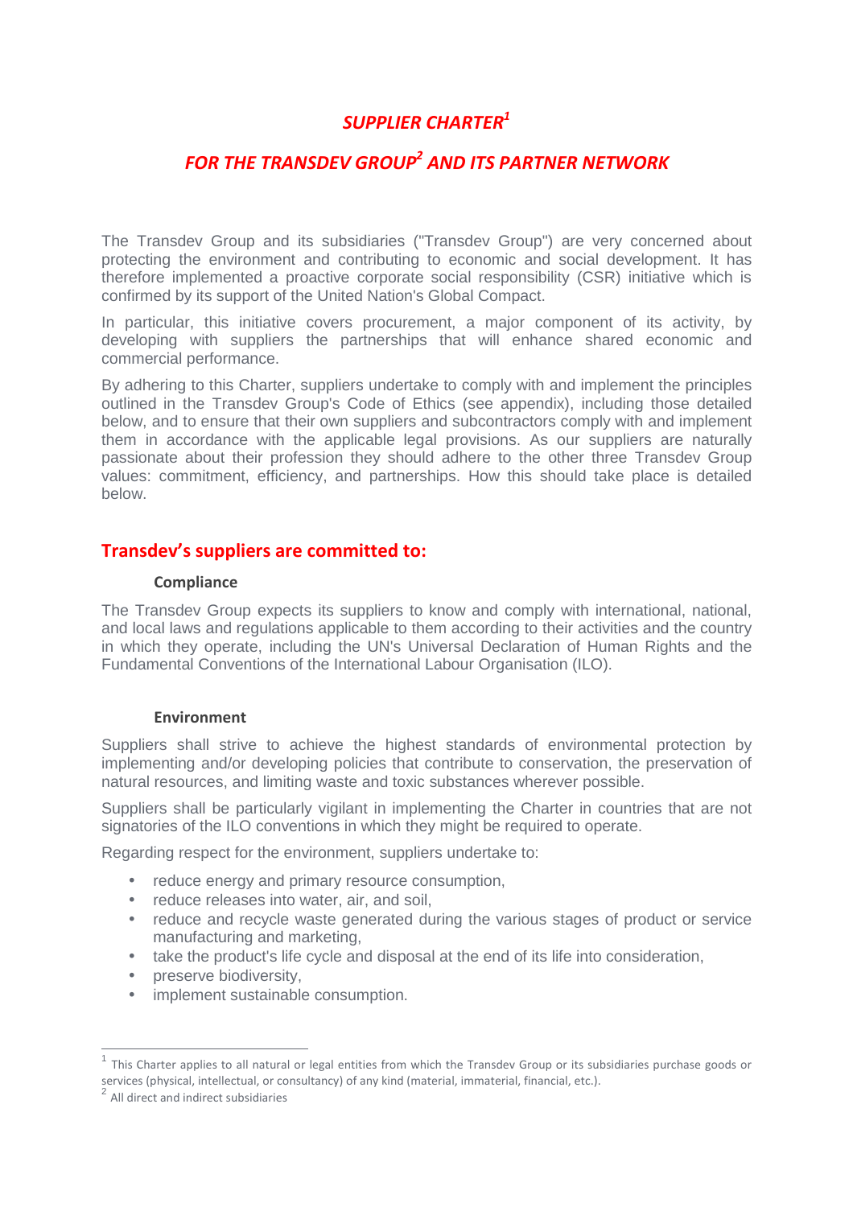# *SUPPLIER CHARTER[1]*

# *FOR THE TRANSDEV GROUP[2] AND ITS PARTNER NETWORK*

The Transdev Group and its subsidiaries ("Transdev Group") are very concerned about protecting the environment and contributing to economic and social development. It has therefore implemented a proactive corporate social responsibility (CSR) initiative which is confirmed by its support of the United Nation's Global Compact.

In particular, this initiative covers procurement, a major component of its activity, by developing with suppliers the partnerships that will enhance shared economic and commercial performance.

By adhering to this Charter, suppliers undertake to comply with and implement the principles outlined in the Transdev Group's Code of Ethics (see appendix), including those detailed below, and to ensure that their own suppliers and subcontractors comply with and implement them in accordance with the applicable legal provisions. As our suppliers are naturally passionate about their profession they should adhere to the other three Transdev Group values: commitment, efficiency, and partnerships. How this should take place is detailed below.

## Transdev's suppliers are committed to:

### Compliance

The Transdev Group expects its suppliers to know and comply with international, national, and local laws and regulations applicable to them according to their activities and the country in which they operate, including the UN's Universal Declaration of Human Rights and the Fundamental Conventions of the International Labour Organisation (ILO).

### Environment

Suppliers shall strive to achieve the highest standards of environmental protection by implementing and/or developing policies that contribute to conservation, the preservation of natural resources, and limiting waste and toxic substances wherever possible.

Suppliers shall be particularly vigilant in implementing the Charter in countries that are not signatories of the ILO conventions in which they might be required to operate.

Regarding respect for the environment, suppliers undertake to:

- reduce energy and primary resource consumption,
- reduce releases into water, air, and soil,
- reduce and recycle waste generated during the various stages of product or service manufacturing and marketing,
- take the product's life cycle and disposal at the end of its life into consideration,
- preserve biodiversity,
- implement sustainable consumption.

---

[1] This Charter applies to all natural or legal entities from which the Transdev Group or its subsidiaries purchase goods or services (physical, intellectual, or consultancy) of any kind (material, immaterial, financial, etc.).

[2] All direct and indirect subsidiaries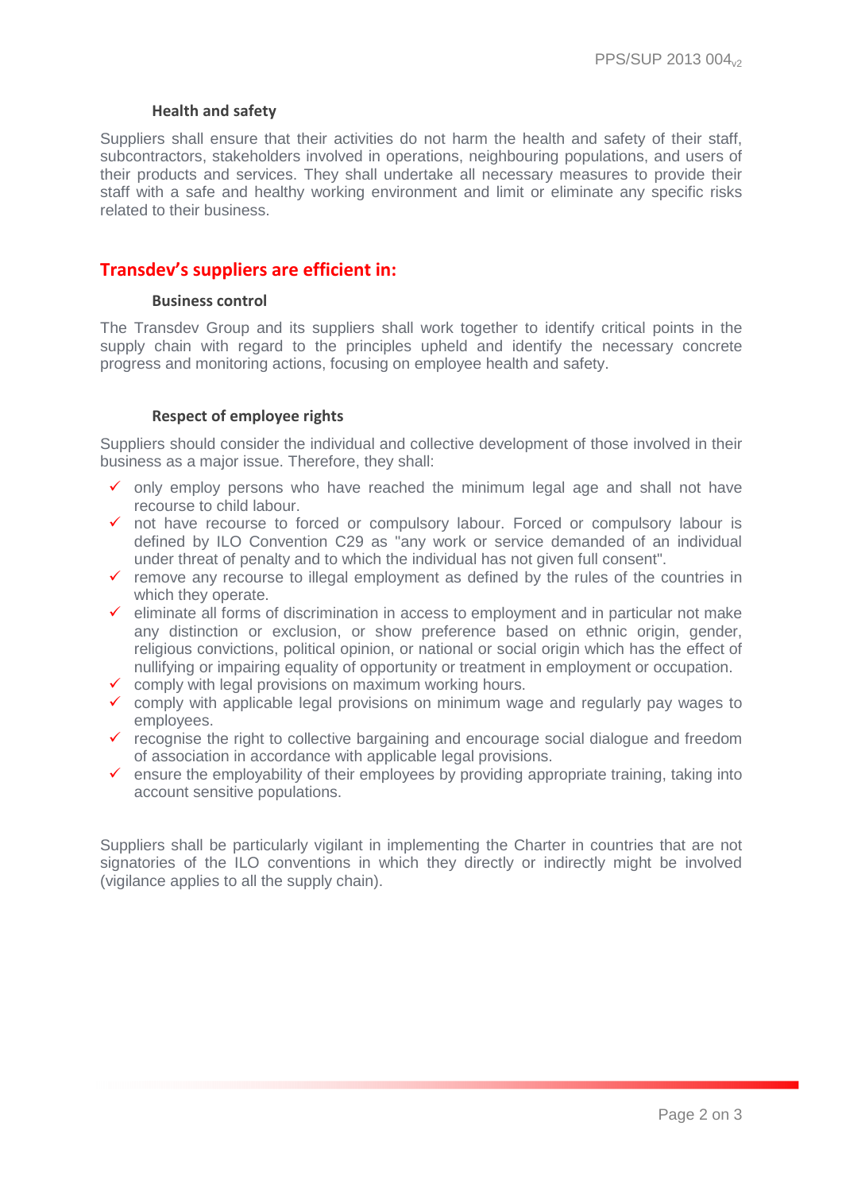### Health and safety

Suppliers shall ensure that their activities do not harm the health and safety of their staff, subcontractors, stakeholders involved in operations, neighbouring populations, and users of their products and services. They shall undertake all necessary measures to provide their staff with a safe and healthy working environment and limit or eliminate any specific risks related to their business.

## Transdev's suppliers are efficient in:

### Business control

The Transdev Group and its suppliers shall work together to identify critical points in the supply chain with regard to the principles upheld and identify the necessary concrete progress and monitoring actions, focusing on employee health and safety.

### Respect of employee rights

Suppliers should consider the individual and collective development of those involved in their business as a major issue. Therefore, they shall:

- ✓ only employ persons who have reached the minimum legal age and shall not have recourse to child labour.
- ✓ not have recourse to forced or compulsory labour. Forced or compulsory labour is defined by ILO Convention C29 as "any work or service demanded of an individual under threat of penalty and to which the individual has not given full consent".
- ✓ remove any recourse to illegal employment as defined by the rules of the countries in which they operate.
- ✓ eliminate all forms of discrimination in access to employment and in particular not make any distinction or exclusion, or show preference based on ethnic origin, gender, religious convictions, political opinion, or national or social origin which has the effect of nullifying or impairing equality of opportunity or treatment in employment or occupation.
- ✓ comply with legal provisions on maximum working hours.
- ✓ comply with applicable legal provisions on minimum wage and regularly pay wages to employees.
- ✓ recognise the right to collective bargaining and encourage social dialogue and freedom of association in accordance with applicable legal provisions.
- ✓ ensure the employability of their employees by providing appropriate training, taking into account sensitive populations.

Suppliers shall be particularly vigilant in implementing the Charter in countries that are not signatories of the ILO conventions in which they directly or indirectly might be involved (vigilance applies to all the supply chain).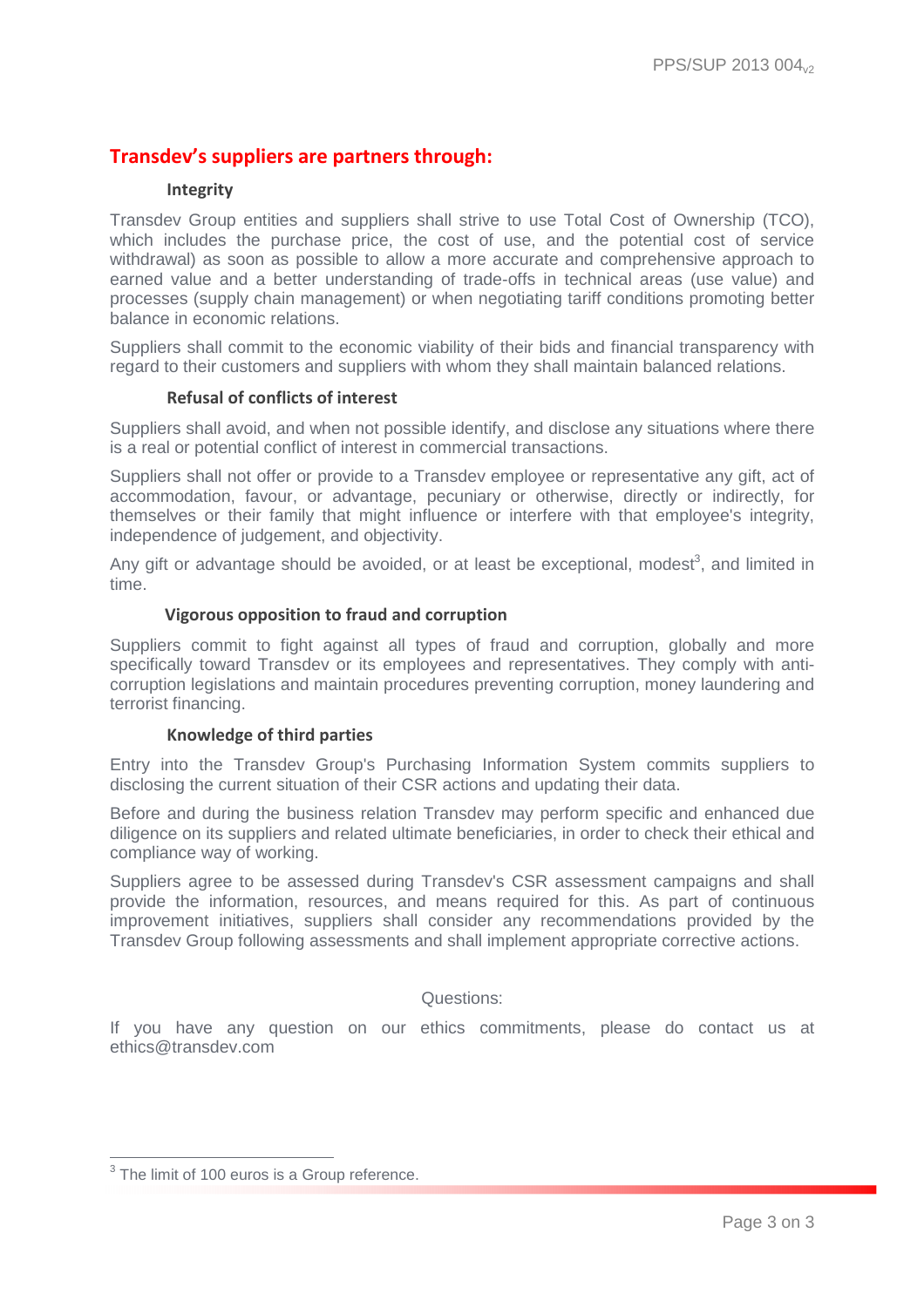## Transdev's suppliers are partners through:

### Integrity

Transdev Group entities and suppliers shall strive to use Total Cost of Ownership (TCO), which includes the purchase price, the cost of use, and the potential cost of service withdrawal) as soon as possible to allow a more accurate and comprehensive approach to earned value and a better understanding of trade-offs in technical areas (use value) and processes (supply chain management) or when negotiating tariff conditions promoting better balance in economic relations.

Suppliers shall commit to the economic viability of their bids and financial transparency with regard to their customers and suppliers with whom they shall maintain balanced relations.

### Refusal of conflicts of interest

Suppliers shall avoid, and when not possible identify, and disclose any situations where there is a real or potential conflict of interest in commercial transactions.

Suppliers shall not offer or provide to a Transdev employee or representative any gift, act of accommodation, favour, or advantage, pecuniary or otherwise, directly or indirectly, for themselves or their family that might influence or interfere with that employee's integrity, independence of judgement, and objectivity.

Any gift or advantage should be avoided, or at least be exceptional, modest[3], and limited in time.

### Vigorous opposition to fraud and corruption

Suppliers commit to fight against all types of fraud and corruption, globally and more specifically toward Transdev or its employees and representatives. They comply with anti-corruption legislations and maintain procedures preventing corruption, money laundering and terrorist financing.

### Knowledge of third parties

Entry into the Transdev Group's Purchasing Information System commits suppliers to disclosing the current situation of their CSR actions and updating their data.

Before and during the business relation Transdev may perform specific and enhanced due diligence on its suppliers and related ultimate beneficiaries, in order to check their ethical and compliance way of working.

Suppliers agree to be assessed during Transdev's CSR assessment campaigns and shall provide the information, resources, and means required for this. As part of continuous improvement initiatives, suppliers shall consider any recommendations provided by the Transdev Group following assessments and shall implement appropriate corrective actions.

Questions:

If you have any question on our ethics commitments, please do contact us at ethics@transdev.com

[3] The limit of 100 euros is a Group reference.